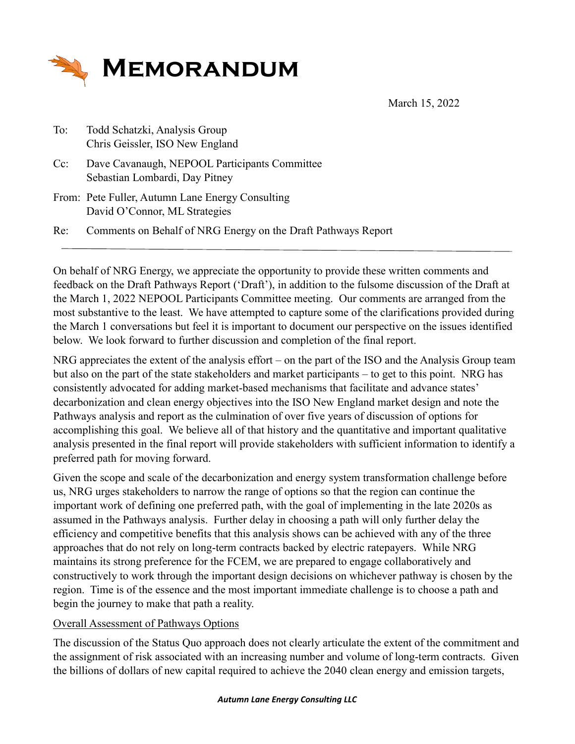# Memorandum

March 15, 2022

To: Todd Schatzki, Analysis Group
Chris Geissler, ISO New England

Cc: Dave Cavanaugh, NEPOOL Participants Committee
Sebastian Lombardi, Day Pitney

From: Pete Fuller, Autumn Lane Energy Consulting
David O'Connor, ML Strategies

Re: Comments on Behalf of NRG Energy on the Draft Pathways Report

---

On behalf of NRG Energy, we appreciate the opportunity to provide these written comments and feedback on the Draft Pathways Report ('Draft'), in addition to the fulsome discussion of the Draft at the March 1, 2022 NEPOOL Participants Committee meeting. Our comments are arranged from the most substantive to the least. We have attempted to capture some of the clarifications provided during the March 1 conversations but feel it is important to document our perspective on the issues identified below. We look forward to further discussion and completion of the final report.

NRG appreciates the extent of the analysis effort – on the part of the ISO and the Analysis Group team but also on the part of the state stakeholders and market participants – to get to this point. NRG has consistently advocated for adding market-based mechanisms that facilitate and advance states' decarbonization and clean energy objectives into the ISO New England market design and note the Pathways analysis and report as the culmination of over five years of discussion of options for accomplishing this goal. We believe all of that history and the quantitative and important qualitative analysis presented in the final report will provide stakeholders with sufficient information to identify a preferred path for moving forward.

Given the scope and scale of the decarbonization and energy system transformation challenge before us, NRG urges stakeholders to narrow the range of options so that the region can continue the important work of defining one preferred path, with the goal of implementing in the late 2020s as assumed in the Pathways analysis. Further delay in choosing a path will only further delay the efficiency and competitive benefits that this analysis shows can be achieved with any of the three approaches that do not rely on long-term contracts backed by electric ratepayers. While NRG maintains its strong preference for the FCEM, we are prepared to engage collaboratively and constructively to work through the important design decisions on whichever pathway is chosen by the region. Time is of the essence and the most important immediate challenge is to choose a path and begin the journey to make that path a reality.

<u>Overall Assessment of Pathways Options</u>

The discussion of the Status Quo approach does not clearly articulate the extent of the commitment and the assignment of risk associated with an increasing number and volume of long-term contracts. Given the billions of dollars of new capital required to achieve the 2040 clean energy and emission targets,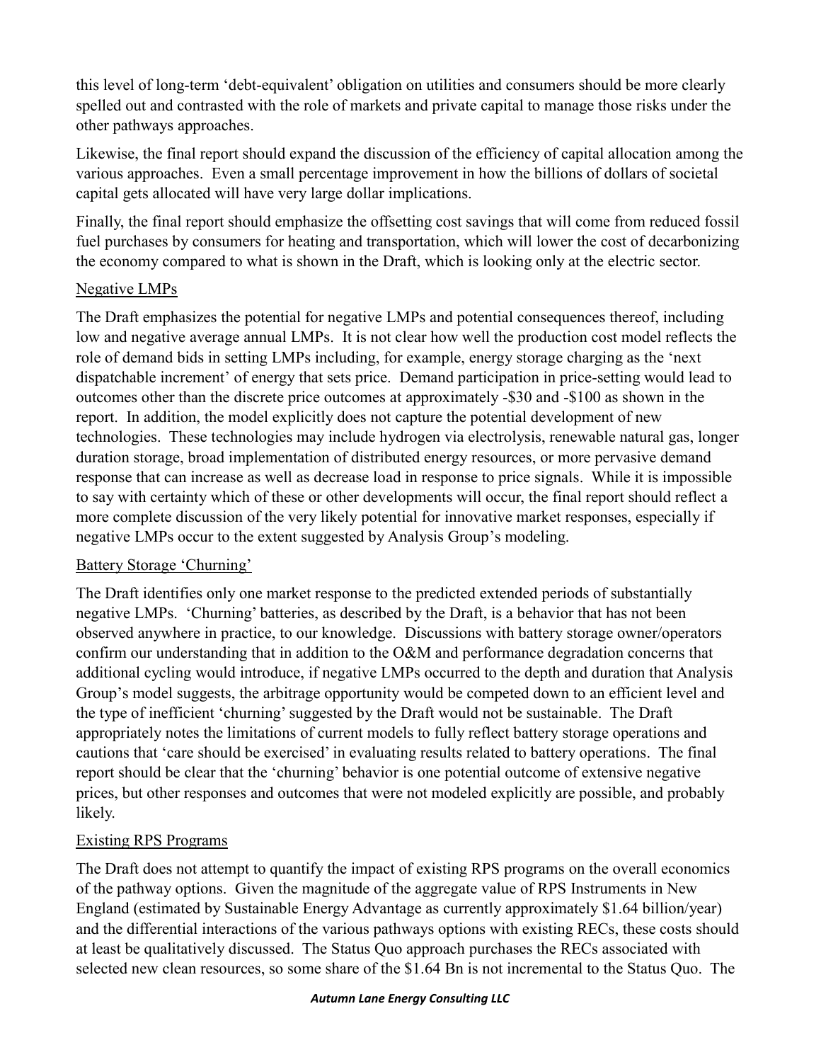this level of long-term 'debt-equivalent' obligation on utilities and consumers should be more clearly spelled out and contrasted with the role of markets and private capital to manage those risks under the other pathways approaches.

Likewise, the final report should expand the discussion of the efficiency of capital allocation among the various approaches. Even a small percentage improvement in how the billions of dollars of societal capital gets allocated will have very large dollar implications.

Finally, the final report should emphasize the offsetting cost savings that will come from reduced fossil fuel purchases by consumers for heating and transportation, which will lower the cost of decarbonizing the economy compared to what is shown in the Draft, which is looking only at the electric sector.

<u>Negative LMPs</u>

The Draft emphasizes the potential for negative LMPs and potential consequences thereof, including low and negative average annual LMPs. It is not clear how well the production cost model reflects the role of demand bids in setting LMPs including, for example, energy storage charging as the 'next dispatchable increment' of energy that sets price. Demand participation in price-setting would lead to outcomes other than the discrete price outcomes at approximately -$30 and -$100 as shown in the report. In addition, the model explicitly does not capture the potential development of new technologies. These technologies may include hydrogen via electrolysis, renewable natural gas, longer duration storage, broad implementation of distributed energy resources, or more pervasive demand response that can increase as well as decrease load in response to price signals. While it is impossible to say with certainty which of these or other developments will occur, the final report should reflect a more complete discussion of the very likely potential for innovative market responses, especially if negative LMPs occur to the extent suggested by Analysis Group's modeling.

<u>Battery Storage 'Churning'</u>

The Draft identifies only one market response to the predicted extended periods of substantially negative LMPs. 'Churning' batteries, as described by the Draft, is a behavior that has not been observed anywhere in practice, to our knowledge. Discussions with battery storage owner/operators confirm our understanding that in addition to the O&M and performance degradation concerns that additional cycling would introduce, if negative LMPs occurred to the depth and duration that Analysis Group's model suggests, the arbitrage opportunity would be competed down to an efficient level and the type of inefficient 'churning' suggested by the Draft would not be sustainable. The Draft appropriately notes the limitations of current models to fully reflect battery storage operations and cautions that 'care should be exercised' in evaluating results related to battery operations. The final report should be clear that the 'churning' behavior is one potential outcome of extensive negative prices, but other responses and outcomes that were not modeled explicitly are possible, and probably likely.

<u>Existing RPS Programs</u>

The Draft does not attempt to quantify the impact of existing RPS programs on the overall economics of the pathway options. Given the magnitude of the aggregate value of RPS Instruments in New England (estimated by Sustainable Energy Advantage as currently approximately $1.64 billion/year) and the differential interactions of the various pathways options with existing RECs, these costs should at least be qualitatively discussed. The Status Quo approach purchases the RECs associated with selected new clean resources, so some share of the $1.64 Bn is not incremental to the Status Quo. The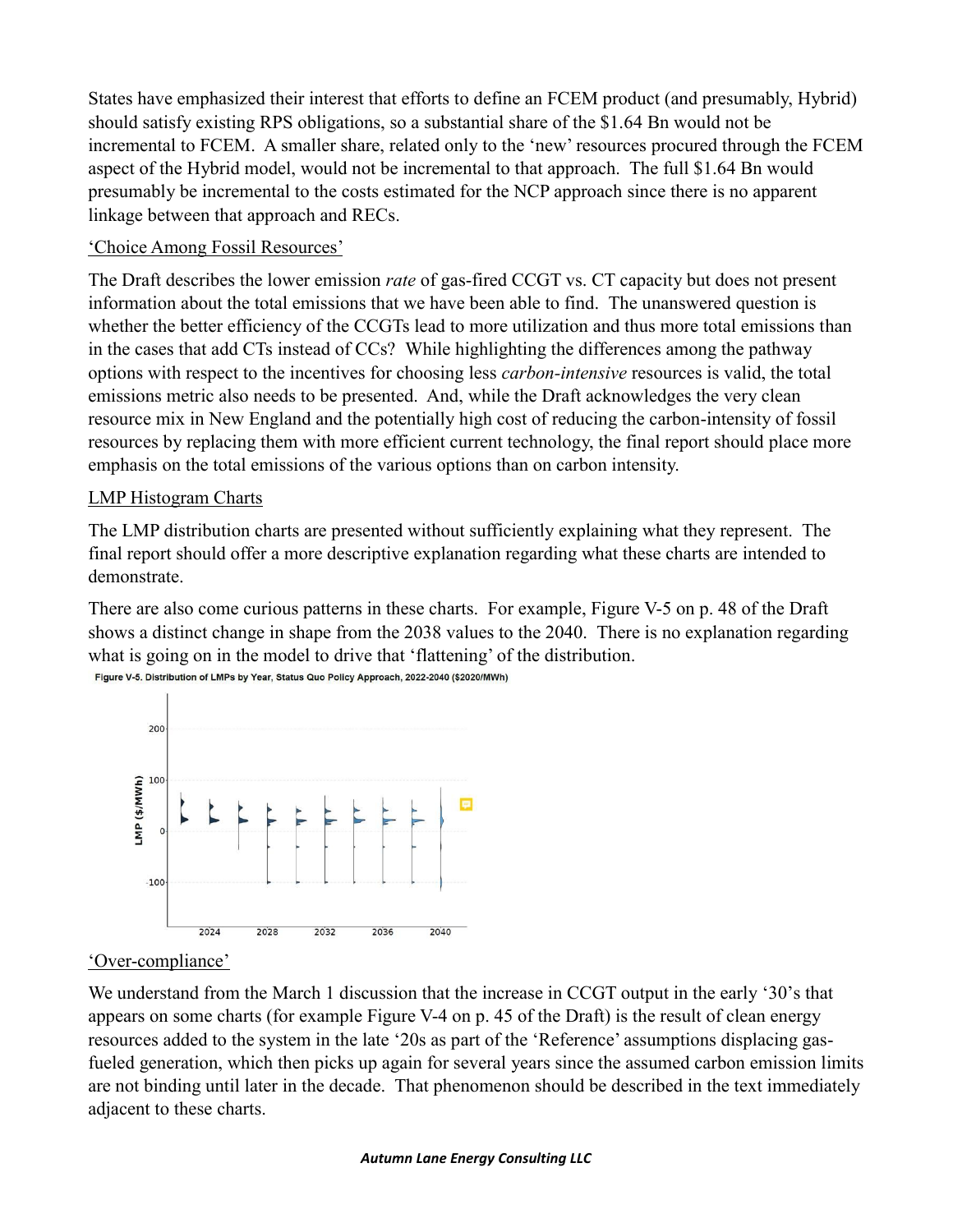States have emphasized their interest that efforts to define an FCEM product (and presumably, Hybrid) should satisfy existing RPS obligations, so a substantial share of the $1.64 Bn would not be incremental to FCEM. A smaller share, related only to the 'new' resources procured through the FCEM aspect of the Hybrid model, would not be incremental to that approach. The full $1.64 Bn would presumably be incremental to the costs estimated for the NCP approach since there is no apparent linkage between that approach and RECs.

'Choice Among Fossil Resources'

The Draft describes the lower emission *rate* of gas-fired CCGT vs. CT capacity but does not present information about the total emissions that we have been able to find. The unanswered question is whether the better efficiency of the CCGTs lead to more utilization and thus more total emissions than in the cases that add CTs instead of CCs? While highlighting the differences among the pathway options with respect to the incentives for choosing less *carbon-intensive* resources is valid, the total emissions metric also needs to be presented. And, while the Draft acknowledges the very clean resource mix in New England and the potentially high cost of reducing the carbon-intensity of fossil resources by replacing them with more efficient current technology, the final report should place more emphasis on the total emissions of the various options than on carbon intensity.

LMP Histogram Charts

The LMP distribution charts are presented without sufficiently explaining what they represent. The final report should offer a more descriptive explanation regarding what these charts are intended to demonstrate.

There are also come curious patterns in these charts. For example, Figure V-5 on p. 48 of the Draft shows a distinct change in shape from the 2038 values to the 2040. There is no explanation regarding what is going on in the model to drive that 'flattening' of the distribution.

Figure V-5. Distribution of LMPs by Year, Status Quo Policy Approach, 2022-2040 ($2020/MWh)

'Over-compliance'

We understand from the March 1 discussion that the increase in CCGT output in the early '30's that appears on some charts (for example Figure V-4 on p. 45 of the Draft) is the result of clean energy resources added to the system in the late '20s as part of the 'Reference' assumptions displacing gas-fueled generation, which then picks up again for several years since the assumed carbon emission limits are not binding until later in the decade. That phenomenon should be described in the text immediately adjacent to these charts.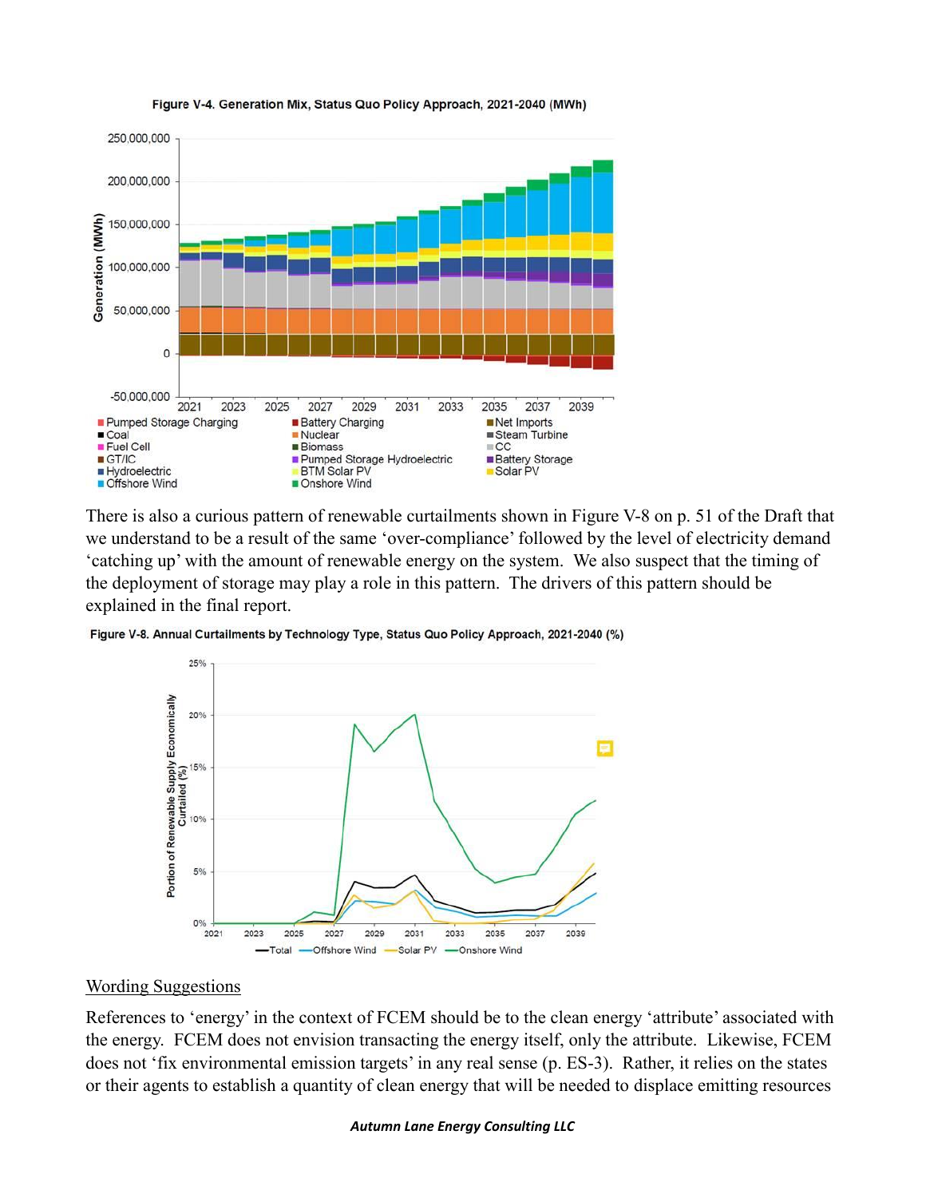Figure V-4. Generation Mix, Status Quo Policy Approach, 2021-2040 (MWh)

There is also a curious pattern of renewable curtailments shown in Figure V-8 on p. 51 of the Draft that we understand to be a result of the same 'over-compliance' followed by the level of electricity demand 'catching up' with the amount of renewable energy on the system. We also suspect that the timing of the deployment of storage may play a role in this pattern. The drivers of this pattern should be explained in the final report.

Figure V-8. Annual Curtailments by Technology Type, Status Quo Policy Approach, 2021-2040 (%)

## Wording Suggestions

References to 'energy' in the context of FCEM should be to the clean energy 'attribute' associated with the energy. FCEM does not envision transacting the energy itself, only the attribute. Likewise, FCEM does not 'fix environmental emission targets' in any real sense (p. ES-3). Rather, it relies on the states or their agents to establish a quantity of clean energy that will be needed to displace emitting resources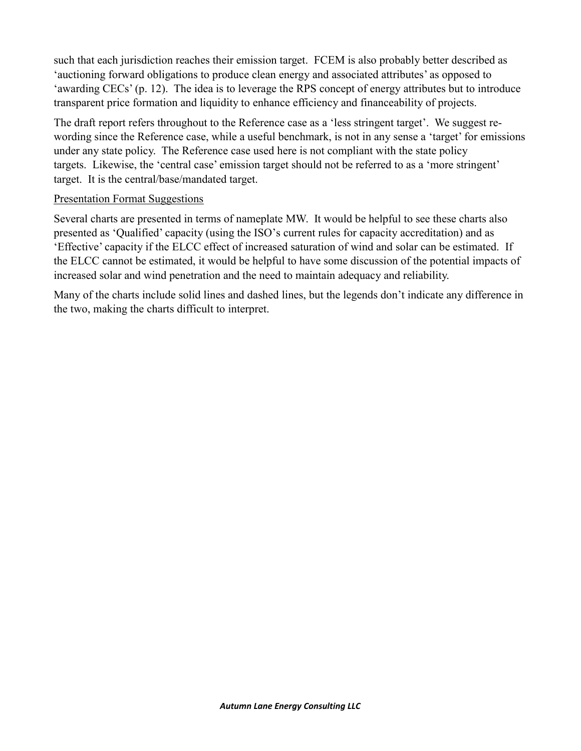such that each jurisdiction reaches their emission target. FCEM is also probably better described as 'auctioning forward obligations to produce clean energy and associated attributes' as opposed to 'awarding CECs' (p. 12). The idea is to leverage the RPS concept of energy attributes but to introduce transparent price formation and liquidity to enhance efficiency and financeability of projects.

The draft report refers throughout to the Reference case as a 'less stringent target'. We suggest re-wording since the Reference case, while a useful benchmark, is not in any sense a 'target' for emissions under any state policy. The Reference case used here is not compliant with the state policy targets. Likewise, the 'central case' emission target should not be referred to as a 'more stringent' target. It is the central/base/mandated target.

<u>Presentation Format Suggestions</u>

Several charts are presented in terms of nameplate MW. It would be helpful to see these charts also presented as 'Qualified' capacity (using the ISO's current rules for capacity accreditation) and as 'Effective' capacity if the ELCC effect of increased saturation of wind and solar can be estimated. If the ELCC cannot be estimated, it would be helpful to have some discussion of the potential impacts of increased solar and wind penetration and the need to maintain adequacy and reliability.

Many of the charts include solid lines and dashed lines, but the legends don't indicate any difference in the two, making the charts difficult to interpret.